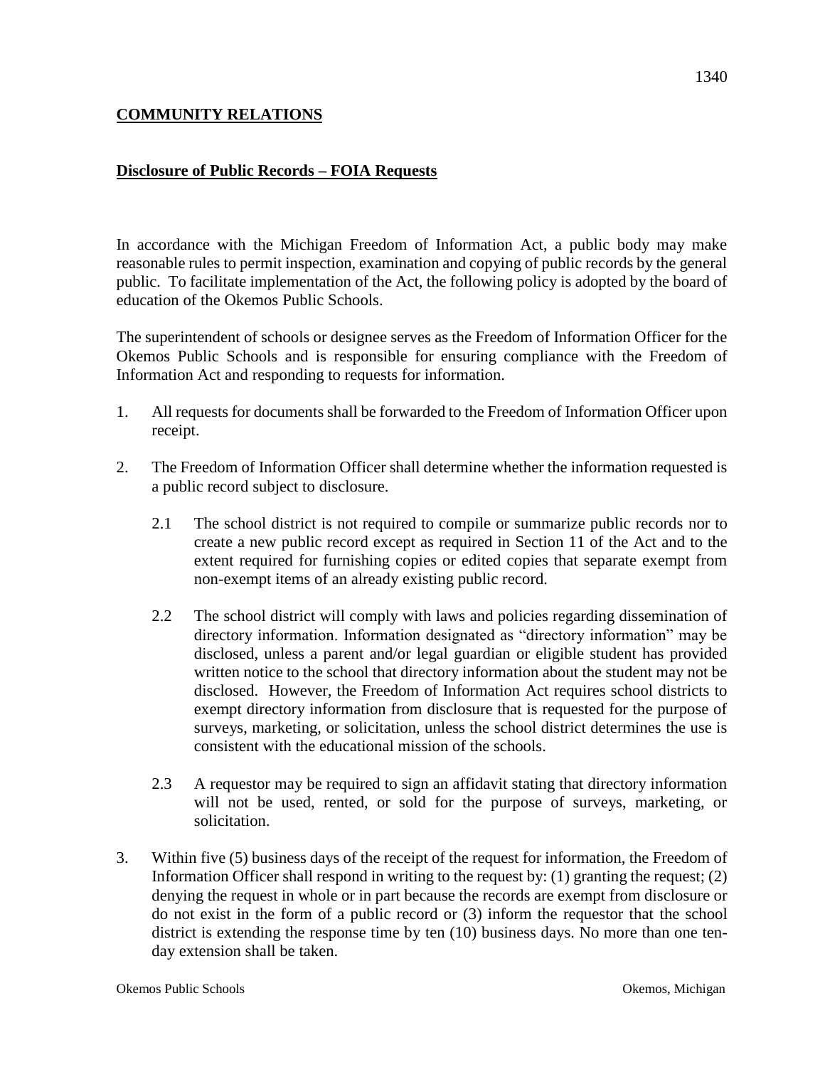## COMMUNITY RELATIONS

### Disclosure of Public Records – FOIA Requests

In accordance with the Michigan Freedom of Information Act, a public body may make reasonable rules to permit inspection, examination and copying of public records by the general public. To facilitate implementation of the Act, the following policy is adopted by the board of education of the Okemos Public Schools.

The superintendent of schools or designee serves as the Freedom of Information Officer for the Okemos Public Schools and is responsible for ensuring compliance with the Freedom of Information Act and responding to requests for information.

1. All requests for documents shall be forwarded to the Freedom of Information Officer upon receipt.

2. The Freedom of Information Officer shall determine whether the information requested is a public record subject to disclosure.

   2.1 The school district is not required to compile or summarize public records nor to create a new public record except as required in Section 11 of the Act and to the extent required for furnishing copies or edited copies that separate exempt from non-exempt items of an already existing public record.

   2.2 The school district will comply with laws and policies regarding dissemination of directory information. Information designated as "directory information" may be disclosed, unless a parent and/or legal guardian or eligible student has provided written notice to the school that directory information about the student may not be disclosed. However, the Freedom of Information Act requires school districts to exempt directory information from disclosure that is requested for the purpose of surveys, marketing, or solicitation, unless the school district determines the use is consistent with the educational mission of the schools.

   2.3 A requestor may be required to sign an affidavit stating that directory information will not be used, rented, or sold for the purpose of surveys, marketing, or solicitation.

3. Within five (5) business days of the receipt of the request for information, the Freedom of Information Officer shall respond in writing to the request by: (1) granting the request; (2) denying the request in whole or in part because the records are exempt from disclosure or do not exist in the form of a public record or (3) inform the requestor that the school district is extending the response time by ten (10) business days. No more than one ten-day extension shall be taken.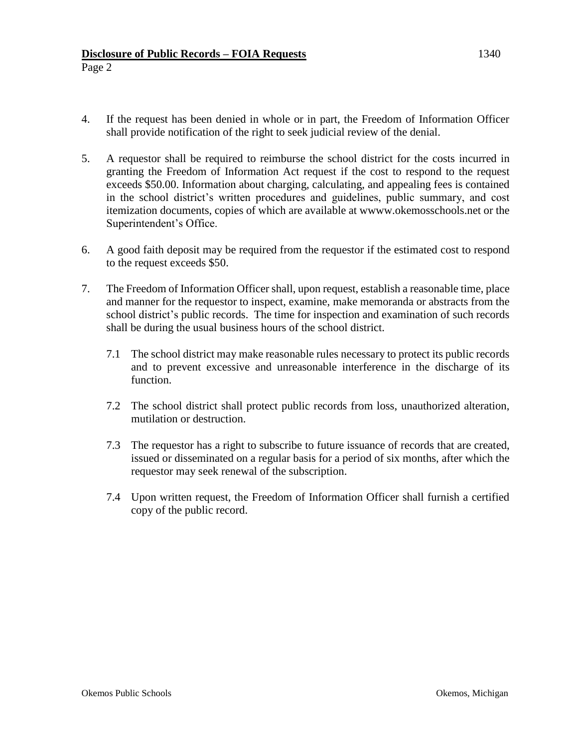4. If the request has been denied in whole or in part, the Freedom of Information Officer shall provide notification of the right to seek judicial review of the denial.

5. A requestor shall be required to reimburse the school district for the costs incurred in granting the Freedom of Information Act request if the cost to respond to the request exceeds $50.00. Information about charging, calculating, and appealing fees is contained in the school district's written procedures and guidelines, public summary, and cost itemization documents, copies of which are available at wwww.okemosschools.net or the Superintendent's Office.

6. A good faith deposit may be required from the requestor if the estimated cost to respond to the request exceeds $50.

7. The Freedom of Information Officer shall, upon request, establish a reasonable time, place and manner for the requestor to inspect, examine, make memoranda or abstracts from the school district's public records. The time for inspection and examination of such records shall be during the usual business hours of the school district.

   7.1 The school district may make reasonable rules necessary to protect its public records and to prevent excessive and unreasonable interference in the discharge of its function.

   7.2 The school district shall protect public records from loss, unauthorized alteration, mutilation or destruction.

   7.3 The requestor has a right to subscribe to future issuance of records that are created, issued or disseminated on a regular basis for a period of six months, after which the requestor may seek renewal of the subscription.

   7.4 Upon written request, the Freedom of Information Officer shall furnish a certified copy of the public record.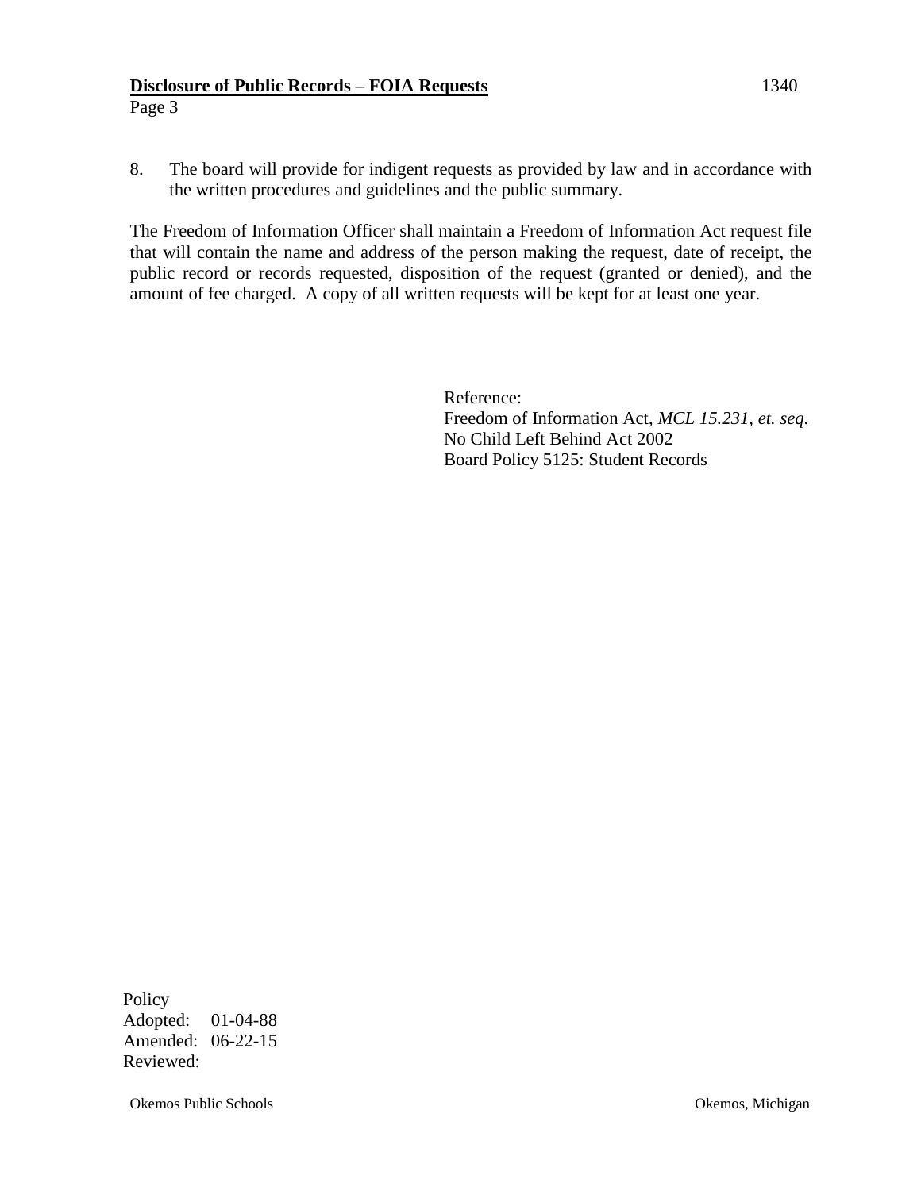8. The board will provide for indigent requests as provided by law and in accordance with the written procedures and guidelines and the public summary.

The Freedom of Information Officer shall maintain a Freedom of Information Act request file that will contain the name and address of the person making the request, date of receipt, the public record or records requested, disposition of the request (granted or denied), and the amount of fee charged. A copy of all written requests will be kept for at least one year.

Reference:
Freedom of Information Act, *MCL 15.231, et. seq*.
No Child Left Behind Act 2002
Board Policy 5125: Student Records

Policy
Adopted: 01-04-88
Amended: 06-22-15
Reviewed: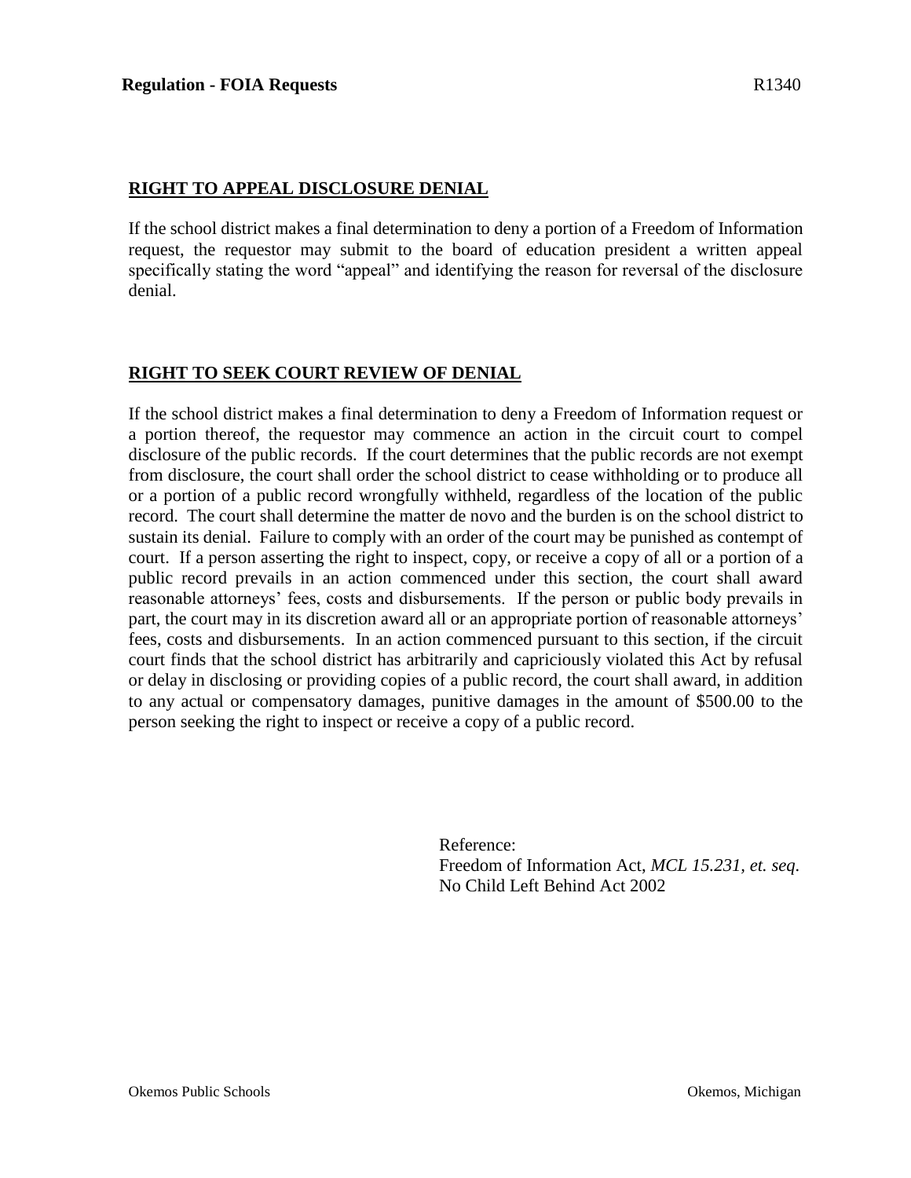## RIGHT TO APPEAL DISCLOSURE DENIAL

If the school district makes a final determination to deny a portion of a Freedom of Information request, the requestor may submit to the board of education president a written appeal specifically stating the word "appeal" and identifying the reason for reversal of the disclosure denial.

## RIGHT TO SEEK COURT REVIEW OF DENIAL

If the school district makes a final determination to deny a Freedom of Information request or a portion thereof, the requestor may commence an action in the circuit court to compel disclosure of the public records. If the court determines that the public records are not exempt from disclosure, the court shall order the school district to cease withholding or to produce all or a portion of a public record wrongfully withheld, regardless of the location of the public record. The court shall determine the matter de novo and the burden is on the school district to sustain its denial. Failure to comply with an order of the court may be punished as contempt of court. If a person asserting the right to inspect, copy, or receive a copy of all or a portion of a public record prevails in an action commenced under this section, the court shall award reasonable attorneys' fees, costs and disbursements. If the person or public body prevails in part, the court may in its discretion award all or an appropriate portion of reasonable attorneys' fees, costs and disbursements. In an action commenced pursuant to this section, if the circuit court finds that the school district has arbitrarily and capriciously violated this Act by refusal or delay in disclosing or providing copies of a public record, the court shall award, in addition to any actual or compensatory damages, punitive damages in the amount of $500.00 to the person seeking the right to inspect or receive a copy of a public record.

Reference:
Freedom of Information Act, *MCL 15.231, et. seq*.
No Child Left Behind Act 2002